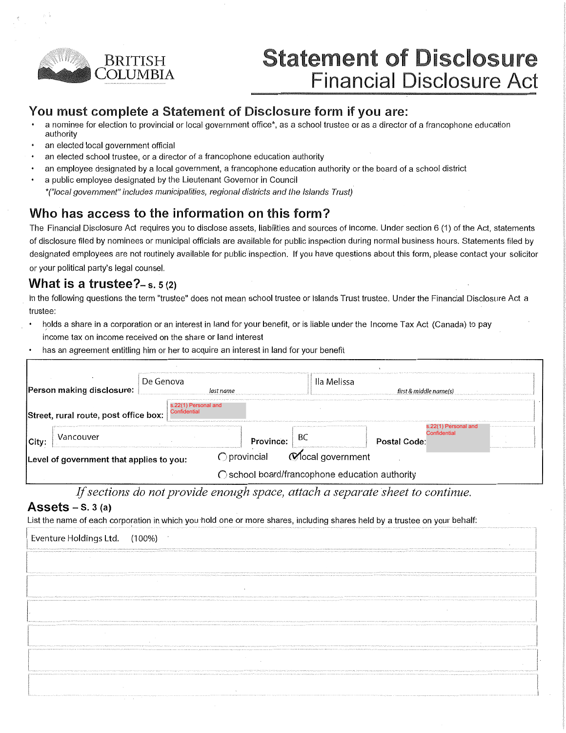BRITISH COLUMBIA

# Statement of Disclosure
## Financial Disclosure Act

## You must complete a Statement of Disclosure form if you are:

- a nominee for election to provincial or local government office*, as a school trustee or as a director of a francophone education authority
- an elected local government official
- an elected school trustee, or a director of a francophone education authority
- an employee designated by a local government, a francophone education authority or the board of a school district
- a public employee designated by the Lieutenant Governor in Council
  *("local government" includes municipalities, regional districts and the Islands Trust)*

## Who has access to the information on this form?

The Financial Disclosure Act requires you to disclose assets, liabilities and sources of income. Under section 6 (1) of the Act, statements of disclosure filed by nominees or municipal officials are available for public inspection during normal business hours. Statements filed by designated employees are not routinely available for public inspection. If you have questions about this form, please contact your solicitor or your political party's legal counsel.

## What is a trustee?– s. 5 (2)

In the following questions the term "trustee" does not mean school trustee or Islands Trust trustee. Under the Financial Disclosure Act a trustee:

- holds a share in a corporation or an interest in land for your benefit, or is liable under the Income Tax Act (Canada) to pay income tax on income received on the share or land interest
- has an agreement entitling him or her to acquire an interest in land for your benefit

| | | |
|---|---|---|
| **Person making disclosure:** | De Genova (last name) | Ila Melissa (first & middle name(s)) |
| **Street, rural route, post office box:** | s.22(1) Personal and Confidential | |
| **City:** Vancouver | **Province:** BC | **Postal Code:** s.22(1) Personal and Confidential |

**Level of government that applies to you:** ○ provincial ☑ local government ○ school board/francophone education authority

*If sections do not provide enough space, attach a separate sheet to continue.*

## Assets – S. 3 (a)

List the name of each corporation in which you hold one or more shares, including shares held by a trustee on your behalf:

| |
|---|
| Eventure Holdings Ltd. (100%) |
| |
| |
| |
| |
| |
| |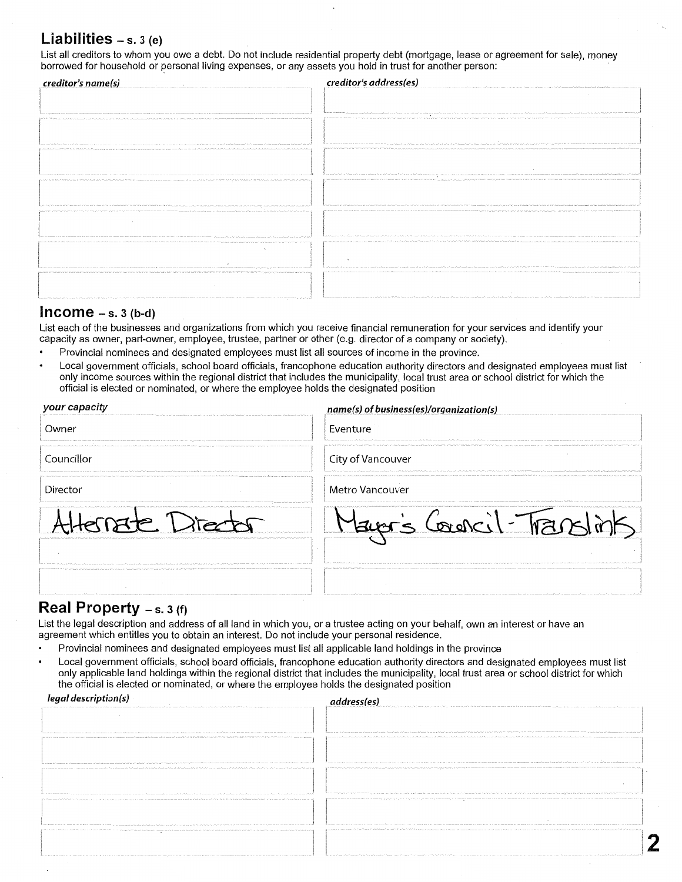## Liabilities – s. 3 (e)

List all creditors to whom you owe a debt. Do not include residential property debt (mortgage, lease or agreement for sale), money borrowed for household or personal living expenses, or any assets you hold in trust for another person:

| *creditor's name(s)* | *creditor's address(es)* |
|---|---|
| | |
| | |
| | |
| | |
| | |
| | |
| | |

## Income – s. 3 (b-d)

List each of the businesses and organizations from which you receive financial remuneration for your services and identify your capacity as owner, part-owner, employee, trustee, partner or other (e.g. director of a company or society).

- Provincial nominees and designated employees must list all sources of income in the province.
- Local government officials, school board officials, francophone education authority directors and designated employees must list only income sources within the regional district that includes the municipality, local trust area or school district for which the official is elected or nominated, or where the employee holds the designated position

| *your capacity* | *name(s) of business(es)/organization(s)* |
|---|---|
| Owner | Eventure |
| Councillor | City of Vancouver |
| Director | Metro Vancouver |
| Alternate Director | Mayor's Council - Translink |
| | |
| | |

## Real Property – s. 3 (f)

List the legal description and address of all land in which you, or a trustee acting on your behalf, own an interest or have an agreement which entitles you to obtain an interest. Do not include your personal residence.

- Provincial nominees and designated employees must list all applicable land holdings in the province
- Local government officials, school board officials, francophone education authority directors and designated employees must list only applicable land holdings within the regional district that includes the municipality, local trust area or school district for which the official is elected or nominated, or where the employee holds the designated position

| *legal description(s)* | *address(es)* |
|---|---|
| | |
| | |
| | |
| | |
| | |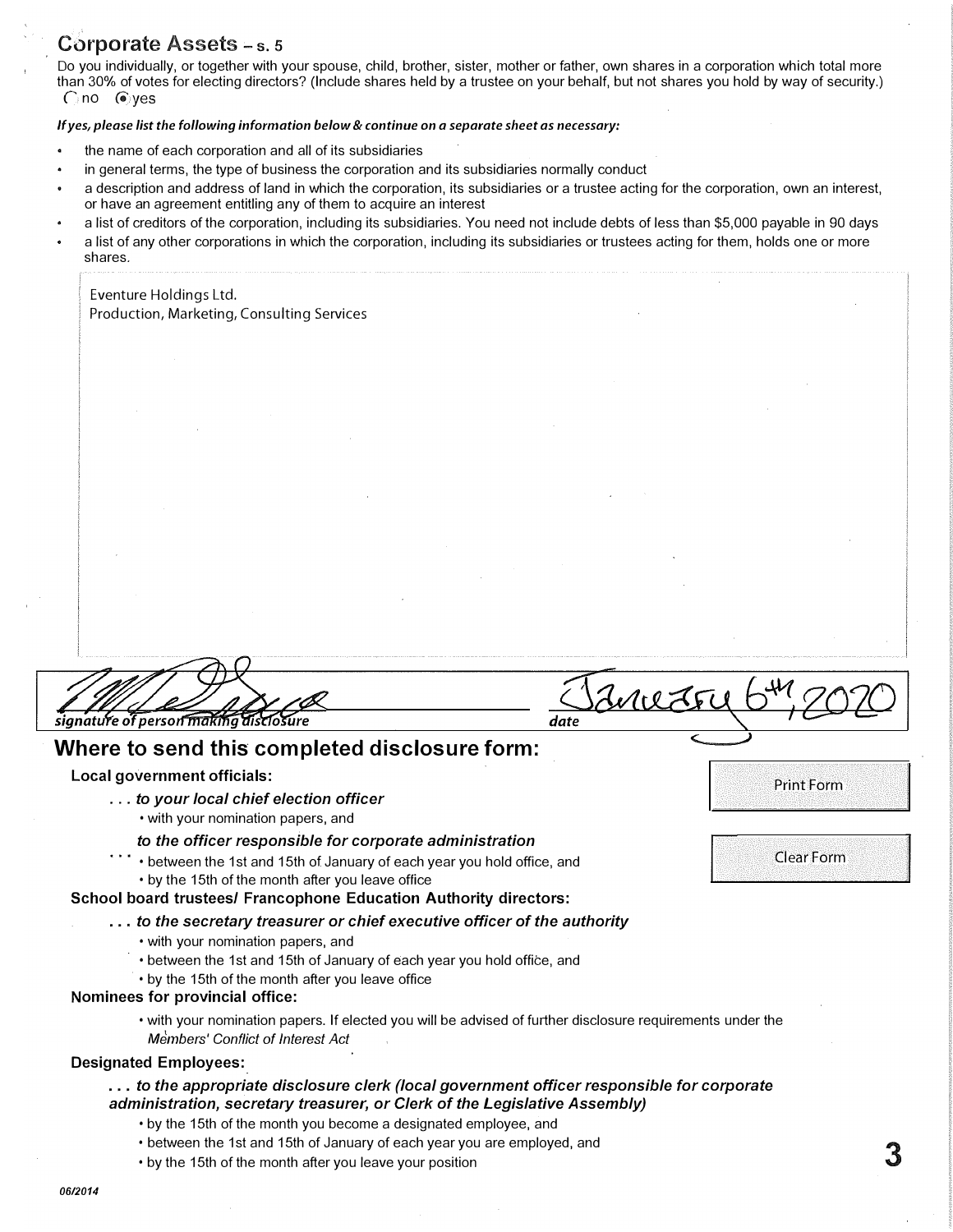## Corporate Assets – s. 5

Do you individually, or together with your spouse, child, brother, sister, mother or father, own shares in a corporation which total more than 30% of votes for electing directors? (Include shares held by a trustee on your behalf, but not shares you hold by way of security.)

○ no ◉ yes

***If yes, please list the following information below & continue on a separate sheet as necessary:***

- the name of each corporation and all of its subsidiaries
- in general terms, the type of business the corporation and its subsidiaries normally conduct
- a description and address of land in which the corporation, its subsidiaries or a trustee acting for the corporation, own an interest, or have an agreement entitling any of them to acquire an interest
- a list of creditors of the corporation, including its subsidiaries. You need not include debts of less than $5,000 payable in 90 days
- a list of any other corporations in which the corporation, including its subsidiaries or trustees acting for them, holds one or more shares.

Eventure Holdings Ltd.
Production, Marketing, Consulting Services

*signature of person making disclosure* | *date* January 6th, 2020

## Where to send this completed disclosure form:

**Local government officials:**

***. . . to your local chief election officer***

- with your nomination papers, and

***. . . to the officer responsible for corporate administration***

- between the 1st and 15th of January of each year you hold office, and
- by the 15th of the month after you leave office

**School board trustees/ Francophone Education Authority directors:**

***. . . to the secretary treasurer or chief executive officer of the authority***

- with your nomination papers, and
- between the 1st and 15th of January of each year you hold office, and
- by the 15th of the month after you leave office

**Nominees for provincial office:**

- with your nomination papers. If elected you will be advised of further disclosure requirements under the *Members' Conflict of Interest Act*

**Designated Employees:**

***. . . to the appropriate disclosure clerk (local government officer responsible for corporate administration, secretary treasurer, or Clerk of the Legislative Assembly)***

- by the 15th of the month you become a designated employee, and
- between the 1st and 15th of January of each year you are employed, and
- by the 15th of the month after you leave your position

06/2014